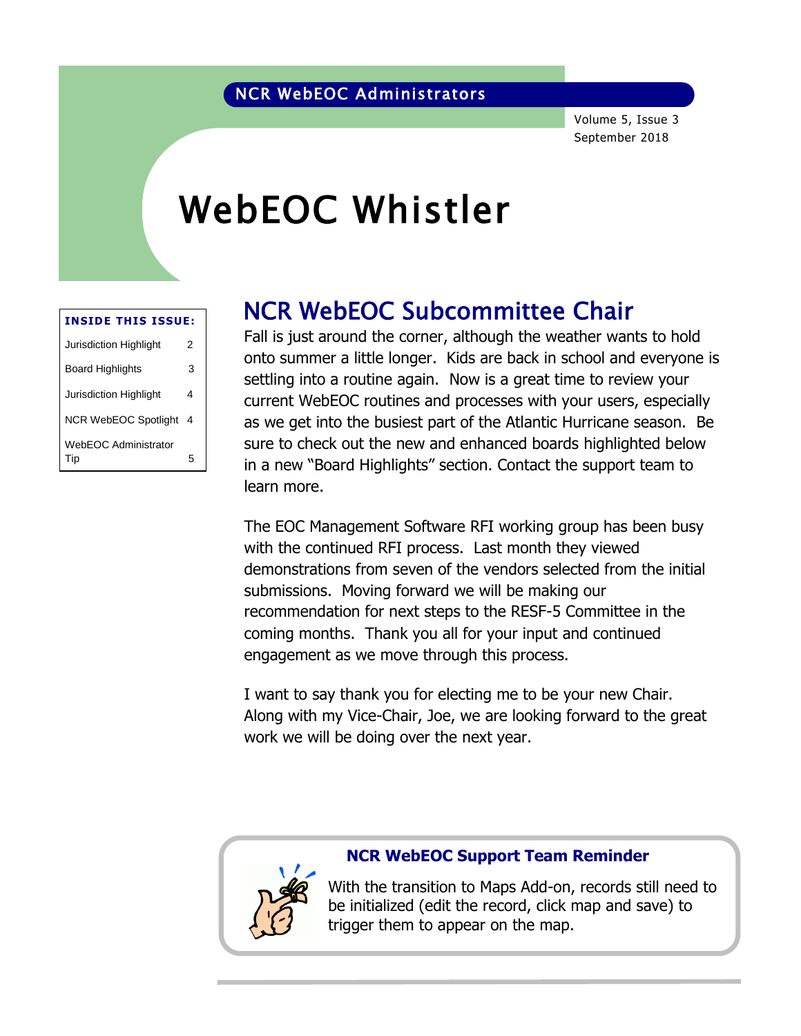NCR WebEOC Administrators

Volume 5, Issue 3
September 2018

# WebEOC Whistler

**INSIDE THIS ISSUE:**

| | |
|---|---|
| Jurisdiction Highlight | 2 |
| Board Highlights | 3 |
| Jurisdiction Highlight | 4 |
| NCR WebEOC Spotlight | 4 |
| WebEOC Administrator Tip | 5 |

## NCR WebEOC Subcommittee Chair

Fall is just around the corner, although the weather wants to hold onto summer a little longer. Kids are back in school and everyone is settling into a routine again. Now is a great time to review your current WebEOC routines and processes with your users, especially as we get into the busiest part of the Atlantic Hurricane season. Be sure to check out the new and enhanced boards highlighted below in a new "Board Highlights" section. Contact the support team to learn more.

The EOC Management Software RFI working group has been busy with the continued RFI process. Last month they viewed demonstrations from seven of the vendors selected from the initial submissions. Moving forward we will be making our recommendation for next steps to the RESF-5 Committee in the coming months. Thank you all for your input and continued engagement as we move through this process.

I want to say thank you for electing me to be your new Chair. Along with my Vice-Chair, Joe, we are looking forward to the great work we will be doing over the next year.

### NCR WebEOC Support Team Reminder

With the transition to Maps Add-on, records still need to be initialized (edit the record, click map and save) to trigger them to appear on the map.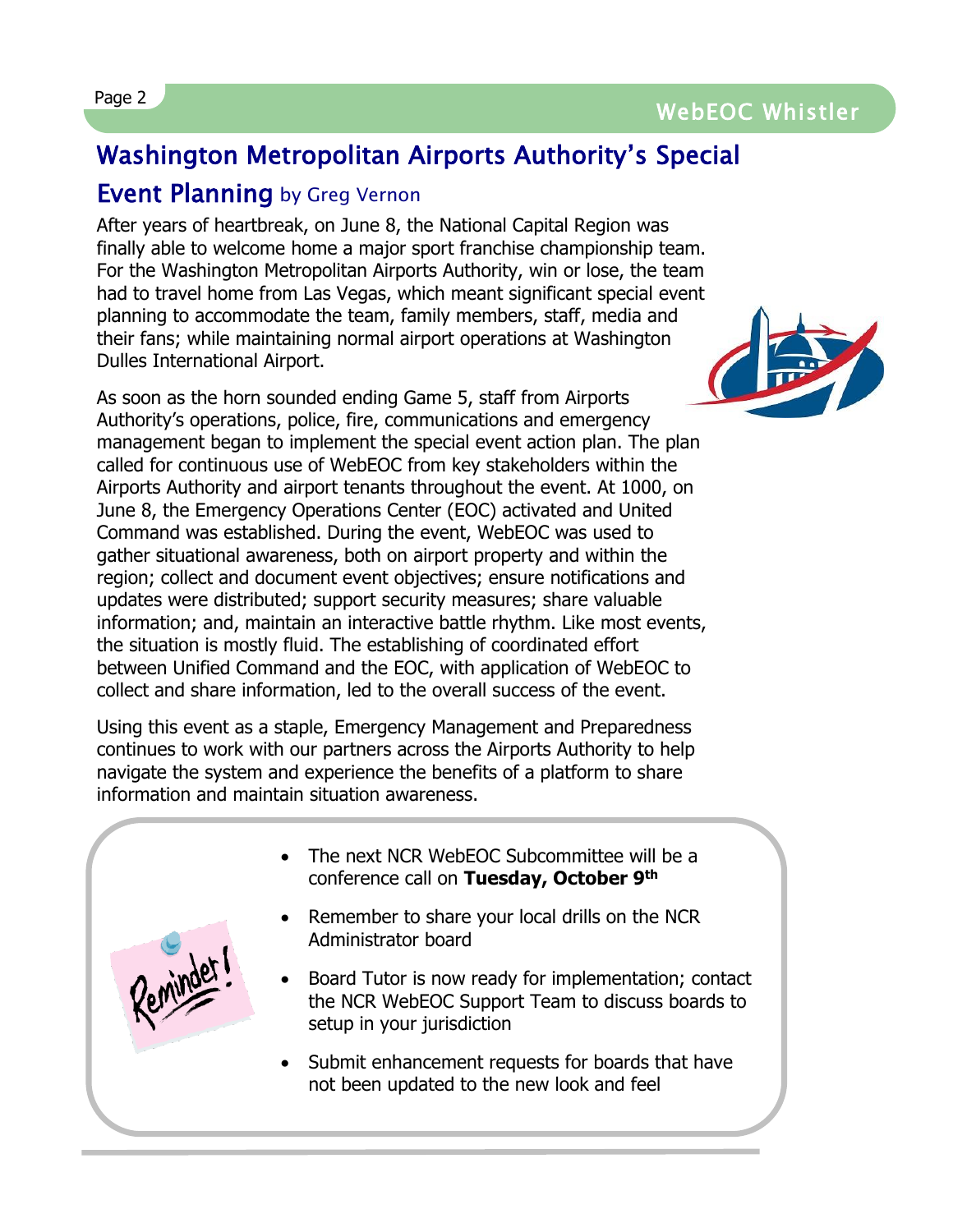## Washington Metropolitan Airports Authority's Special Event Planning by Greg Vernon

After years of heartbreak, on June 8, the National Capital Region was finally able to welcome home a major sport franchise championship team. For the Washington Metropolitan Airports Authority, win or lose, the team had to travel home from Las Vegas, which meant significant special event planning to accommodate the team, family members, staff, media and their fans; while maintaining normal airport operations at Washington Dulles International Airport.

As soon as the horn sounded ending Game 5, staff from Airports Authority's operations, police, fire, communications and emergency management began to implement the special event action plan. The plan called for continuous use of WebEOC from key stakeholders within the Airports Authority and airport tenants throughout the event. At 1000, on June 8, the Emergency Operations Center (EOC) activated and United Command was established. During the event, WebEOC was used to gather situational awareness, both on airport property and within the region; collect and document event objectives; ensure notifications and updates were distributed; support security measures; share valuable information; and, maintain an interactive battle rhythm. Like most events, the situation is mostly fluid. The establishing of coordinated effort between Unified Command and the EOC, with application of WebEOC to collect and share information, led to the overall success of the event.

Using this event as a staple, Emergency Management and Preparedness continues to work with our partners across the Airports Authority to help navigate the system and experience the benefits of a platform to share information and maintain situation awareness.

Reminder!

- The next NCR WebEOC Subcommittee will be a conference call on **Tuesday, October 9th**
- Remember to share your local drills on the NCR Administrator board
- Board Tutor is now ready for implementation; contact the NCR WebEOC Support Team to discuss boards to setup in your jurisdiction
- Submit enhancement requests for boards that have not been updated to the new look and feel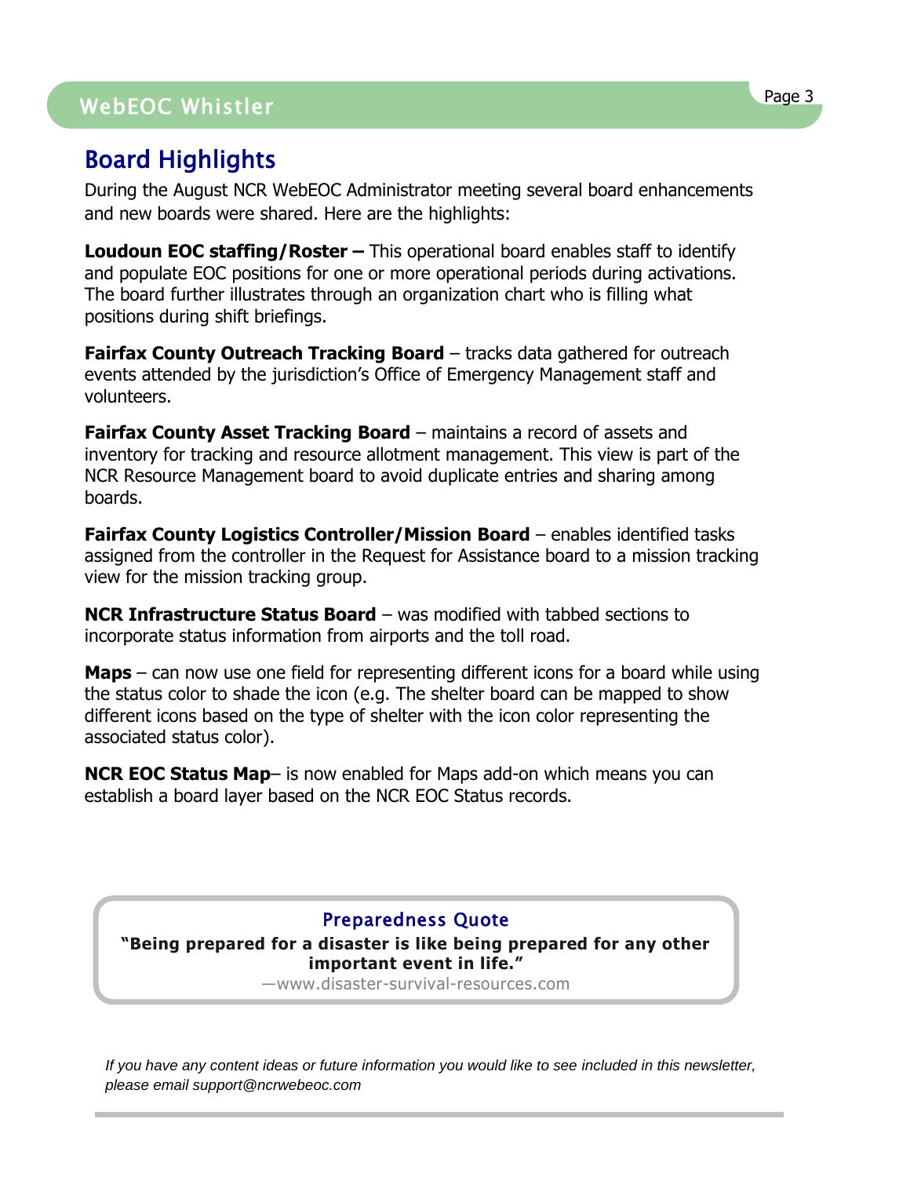## Board Highlights

During the August NCR WebEOC Administrator meeting several board enhancements and new boards were shared. Here are the highlights:

**Loudoun EOC staffing/Roster –** This operational board enables staff to identify and populate EOC positions for one or more operational periods during activations. The board further illustrates through an organization chart who is filling what positions during shift briefings.

**Fairfax County Outreach Tracking Board** – tracks data gathered for outreach events attended by the jurisdiction's Office of Emergency Management staff and volunteers.

**Fairfax County Asset Tracking Board** – maintains a record of assets and inventory for tracking and resource allotment management. This view is part of the NCR Resource Management board to avoid duplicate entries and sharing among boards.

**Fairfax County Logistics Controller/Mission Board** – enables identified tasks assigned from the controller in the Request for Assistance board to a mission tracking view for the mission tracking group.

**NCR Infrastructure Status Board** – was modified with tabbed sections to incorporate status information from airports and the toll road.

**Maps** – can now use one field for representing different icons for a board while using the status color to shade the icon (e.g. The shelter board can be mapped to show different icons based on the type of shelter with the icon color representing the associated status color).

**NCR EOC Status Map**– is now enabled for Maps add-on which means you can establish a board layer based on the NCR EOC Status records.

### Preparedness Quote

**"Being prepared for a disaster is like being prepared for any other important event in life."**

—www.disaster-survival-resources.com

*If you have any content ideas or future information you would like to see included in this newsletter, please email support@ncrwebeoc.com*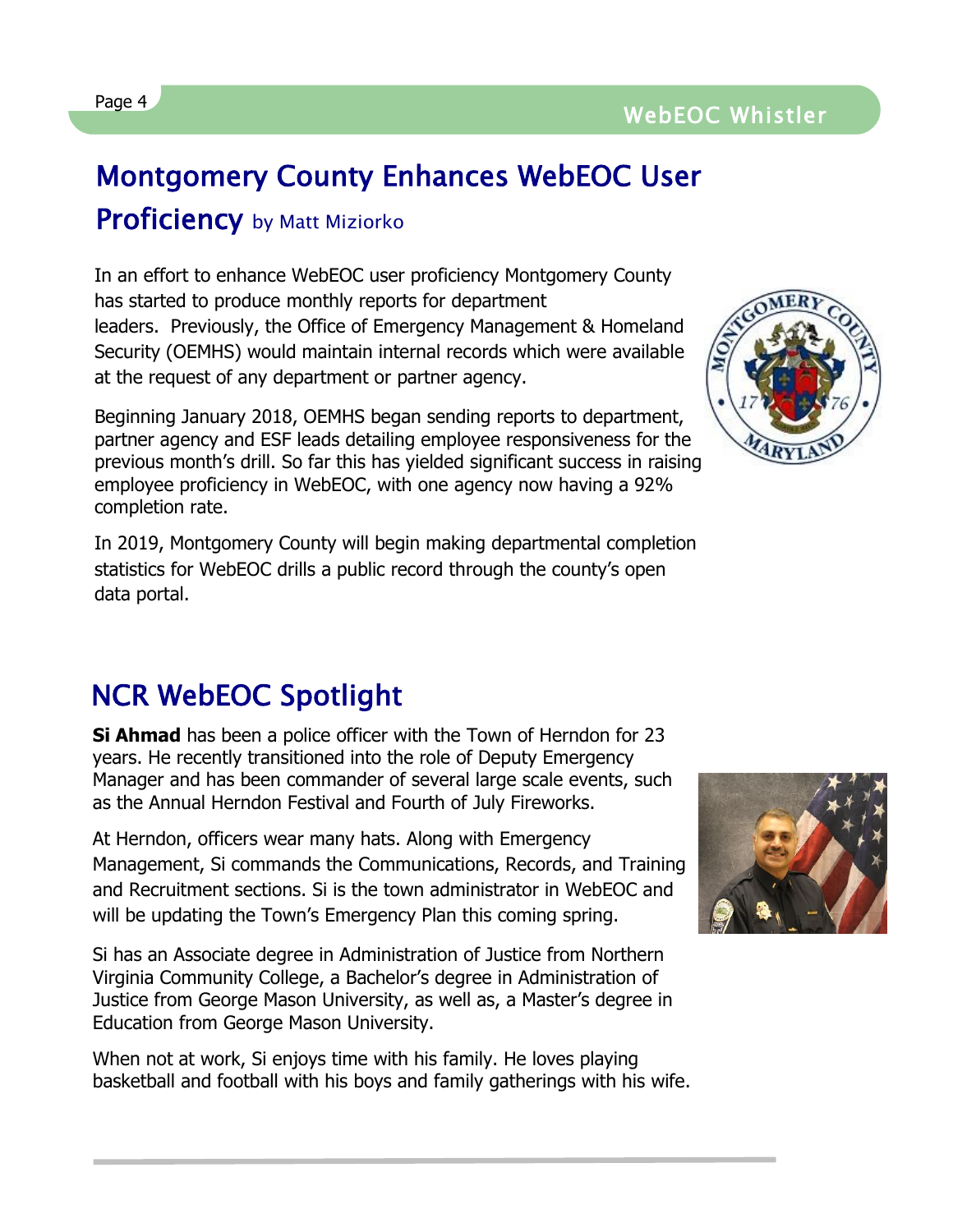## Montgomery County Enhances WebEOC User Proficiency by Matt Miziorko

In an effort to enhance WebEOC user proficiency Montgomery County has started to produce monthly reports for department leaders. Previously, the Office of Emergency Management & Homeland Security (OEMHS) would maintain internal records which were available at the request of any department or partner agency.

Beginning January 2018, OEMHS began sending reports to department, partner agency and ESF leads detailing employee responsiveness for the previous month's drill. So far this has yielded significant success in raising employee proficiency in WebEOC, with one agency now having a 92% completion rate.

In 2019, Montgomery County will begin making departmental completion statistics for WebEOC drills a public record through the county's open data portal.

## NCR WebEOC Spotlight

**Si Ahmad** has been a police officer with the Town of Herndon for 23 years. He recently transitioned into the role of Deputy Emergency Manager and has been commander of several large scale events, such as the Annual Herndon Festival and Fourth of July Fireworks.

At Herndon, officers wear many hats. Along with Emergency Management, Si commands the Communications, Records, and Training and Recruitment sections. Si is the town administrator in WebEOC and will be updating the Town's Emergency Plan this coming spring.

Si has an Associate degree in Administration of Justice from Northern Virginia Community College, a Bachelor's degree in Administration of Justice from George Mason University, as well as, a Master's degree in Education from George Mason University.

When not at work, Si enjoys time with his family. He loves playing basketball and football with his boys and family gatherings with his wife.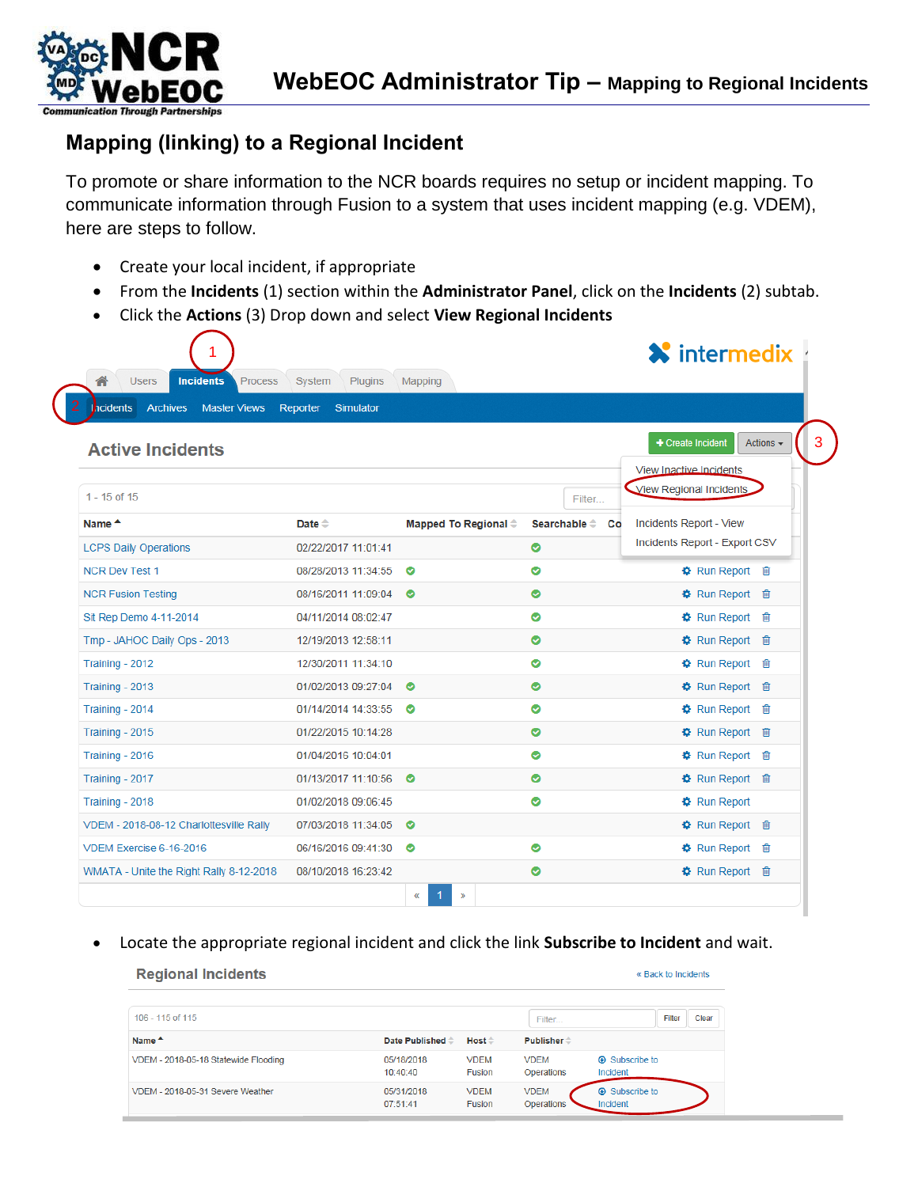# Mapping (linking) to a Regional Incident

To promote or share information to the NCR boards requires no setup or incident mapping. To communicate information through Fusion to a system that uses incident mapping (e.g. VDEM), here are steps to follow.

- Create your local incident, if appropriate
- From the **Incidents** (1) section within the **Administrator Panel**, click on the **Incidents** (2) subtab.
- Click the **Actions** (3) Drop down and select **View Regional Incidents**

- Locate the appropriate regional incident and click the link **Subscribe to Incident** and wait.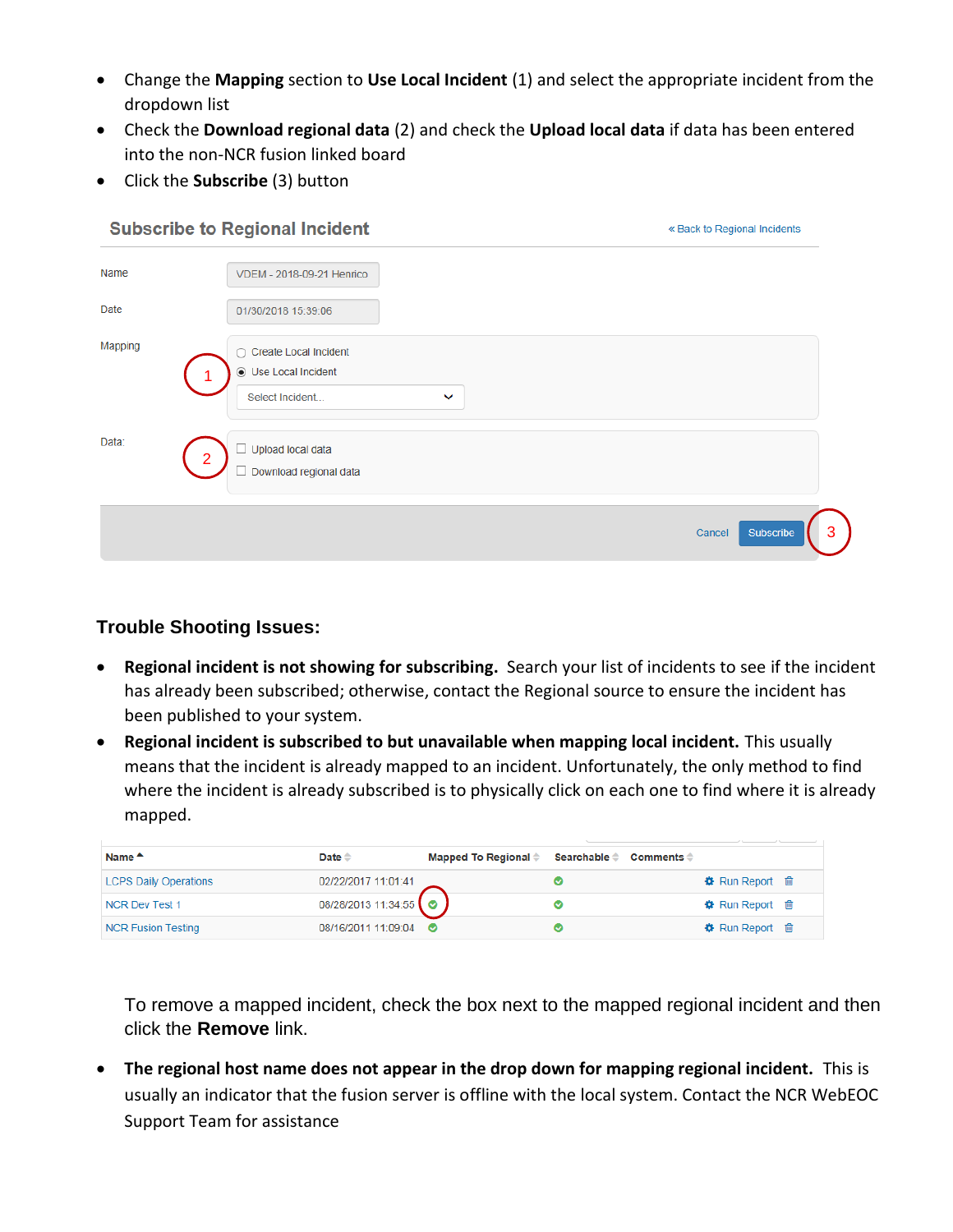- Change the **Mapping** section to **Use Local Incident** (1) and select the appropriate incident from the dropdown list
- Check the **Download regional data** (2) and check the **Upload local data** if data has been entered into the non-NCR fusion linked board
- Click the **Subscribe** (3) button

### Subscribe to Regional Incident

« Back to Regional Incidents

Name: VDEM - 2018-09-21 Henrico

Date: 01/30/2018 15:39:06

Mapping: (1)
- Create Local Incident
- Use Local Incident
- Select Incident...

Data: (2)
- Upload local data
- Download regional data

Cancel | Subscribe (3)

## Trouble Shooting Issues:

- **Regional incident is not showing for subscribing.** Search your list of incidents to see if the incident has already been subscribed; otherwise, contact the Regional source to ensure the incident has been published to your system.
- **Regional incident is subscribed to but unavailable when mapping local incident.** This usually means that the incident is already mapped to an incident. Unfortunately, the only method to find where the incident is already subscribed is to physically click on each one to find where it is already mapped.

| Name | Date | Mapped To Regional | Searchable | Comments | | |
|---|---|---|---|---|---|---|
| LCPS Daily Operations | 02/22/2017 11:01:41 | | ✓ | | Run Report | 🗑 |
| NCR Dev Test 1 | 08/28/2013 11:34:55 | ✓ | ✓ | | Run Report | 🗑 |
| NCR Fusion Testing | 08/16/2011 11:09:04 | ✓ | ✓ | | Run Report | 🗑 |

To remove a mapped incident, check the box next to the mapped regional incident and then click the **Remove** link.

- **The regional host name does not appear in the drop down for mapping regional incident.** This is usually an indicator that the fusion server is offline with the local system. Contact the NCR WebEOC Support Team for assistance